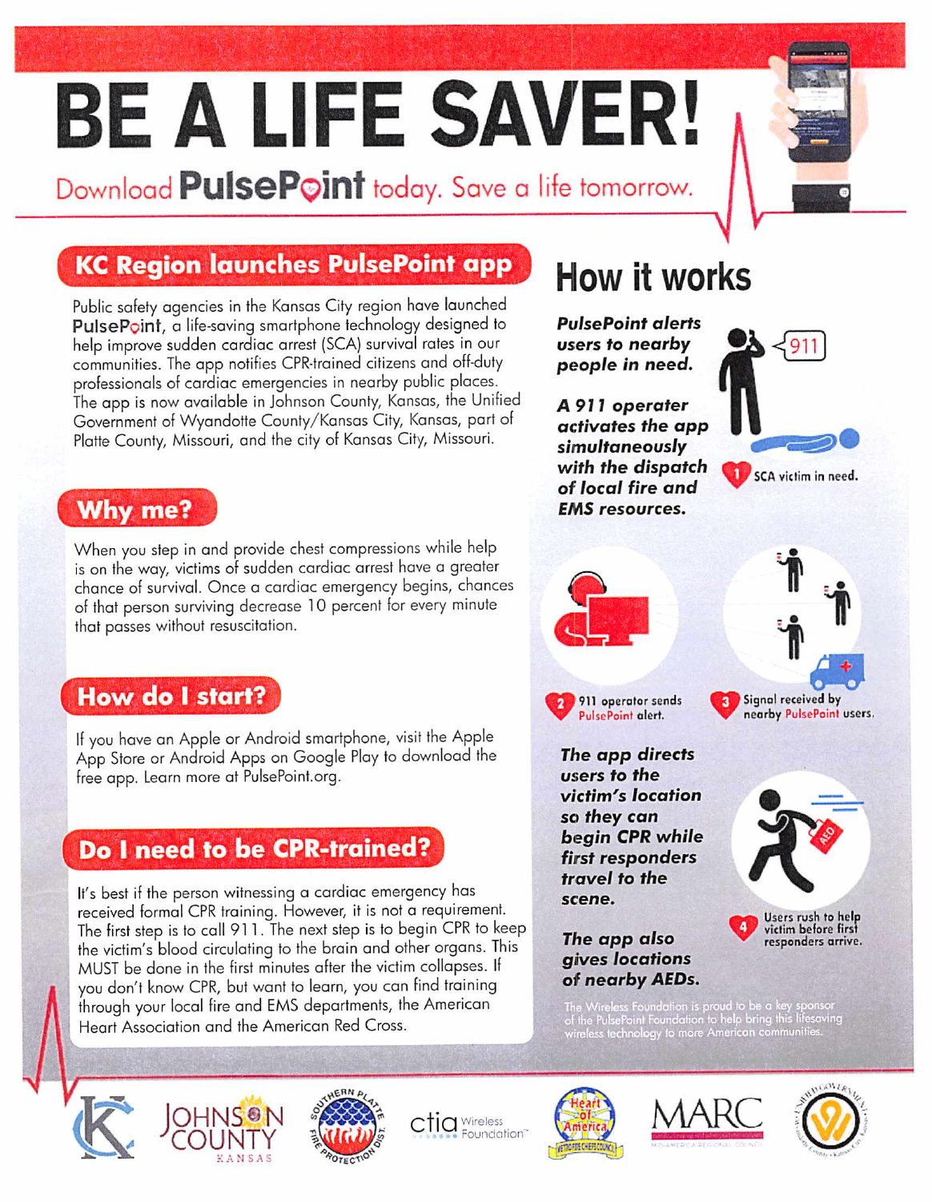# BE A LIFE SAVER!

Download **PulsePoint** today. Save a life tomorrow.

## KC Region launches PulsePoint app

Public safety agencies in the Kansas City region have launched **PulsePoint**, a life-saving smartphone technology designed to help improve sudden cardiac arrest (SCA) survival rates in our communities. The app notifies CPR-trained citizens and off-duty professionals of cardiac emergencies in nearby public places. The app is now available in Johnson County, Kansas, the Unified Government of Wyandotte County/Kansas City, Kansas, part of Platte County, Missouri, and the city of Kansas City, Missouri.

## Why me?

When you step in and provide chest compressions while help is on the way, victims of sudden cardiac arrest have a greater chance of survival. Once a cardiac emergency begins, chances of that person surviving decrease 10 percent for every minute that passes without resuscitation.

## How do I start?

If you have an Apple or Android smartphone, visit the Apple App Store or Android Apps on Google Play to download the free app. Learn more at PulsePoint.org.

## Do I need to be CPR-trained?

It's best if the person witnessing a cardiac emergency has received formal CPR training. However, it is not a requirement. The first step is to call 911. The next step is to begin CPR to keep the victim's blood circulating to the brain and other organs. This MUST be done in the first minutes after the victim collapses. If you don't know CPR, but want to learn, you can find training through your local fire and EMS departments, the American Heart Association and the American Red Cross.

## How it works

***PulsePoint alerts users to nearby people in need.***

***A 911 operater activates the app simultaneously with the dispatch of local fire and EMS resources.***

1. SCA victim in need.
2. 911 operator sends PulsePoint alert.
3. Signal received by nearby PulsePoint users.

***The app directs users to the victim's location so they can begin CPR while first responders travel to the scene.***

4. Users rush to help victim before first responders arrive.

***The app also gives locations of nearby AEDs.***

The Wireless Foundation is proud to be a key sponsor of the PulsePoint Foundation to help bring this lifesaving wireless technology to more American communities.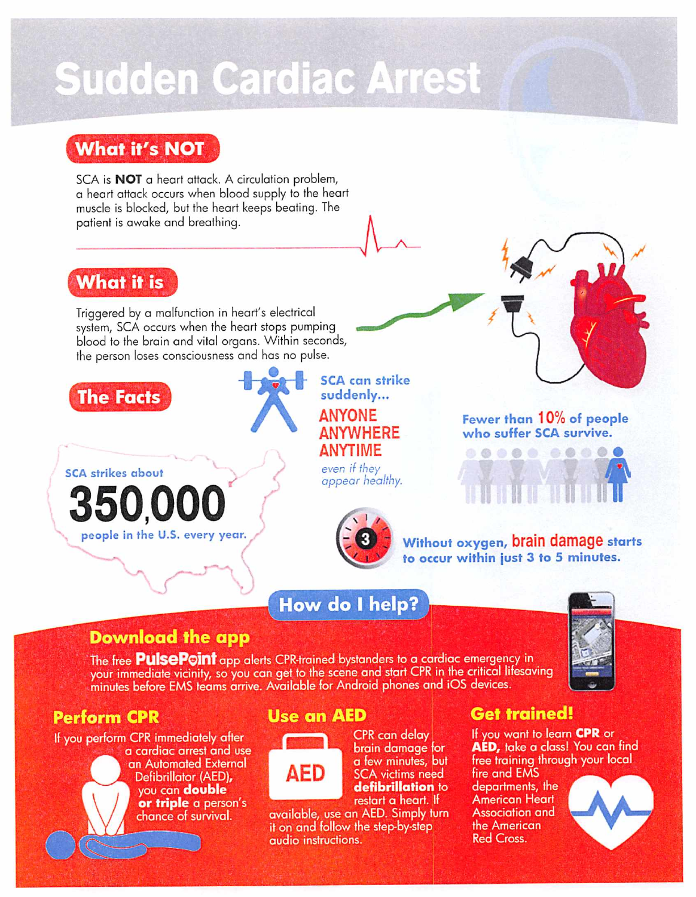# Sudden Cardiac Arrest

## What it's NOT

SCA is **NOT** a heart attack. A circulation problem, a heart attack occurs when blood supply to the heart muscle is blocked, but the heart keeps beating. The patient is awake and breathing.

## What it is

Triggered by a malfunction in heart's electrical system, SCA occurs when the heart stops pumping blood to the brain and vital organs. Within seconds, the person loses consciousness and has no pulse.

## The Facts

SCA strikes about **350,000** people in the U.S. every year.

SCA can strike suddenly...
**ANYONE**
**ANYWHERE**
**ANYTIME**
*even if they appear healthy.*

Fewer than **10%** of people who suffer SCA survive.

Without oxygen, **brain damage** starts to occur within just 3 to 5 minutes.

## How do I help?

### Download the app

The free **PulsePoint** app alerts CPR-trained bystanders to a cardiac emergency in your immediate vicinity, so you can get to the scene and start CPR in the critical lifesaving minutes before EMS teams arrive. Available for Android phones and iOS devices.

### Perform CPR

If you perform CPR immediately after a cardiac arrest and use an Automated External Defibrillator (AED), you can **double or triple** a person's chance of survival.

### Use an AED

CPR can delay brain damage for a few minutes, but SCA victims need **defibrillation** to restart a heart. If available, use an AED. Simply turn it on and follow the step-by-step audio instructions.

### Get trained!

If you want to learn **CPR** or **AED,** take a class! You can find free training through your local fire and EMS departments, the American Heart Association and the American Red Cross.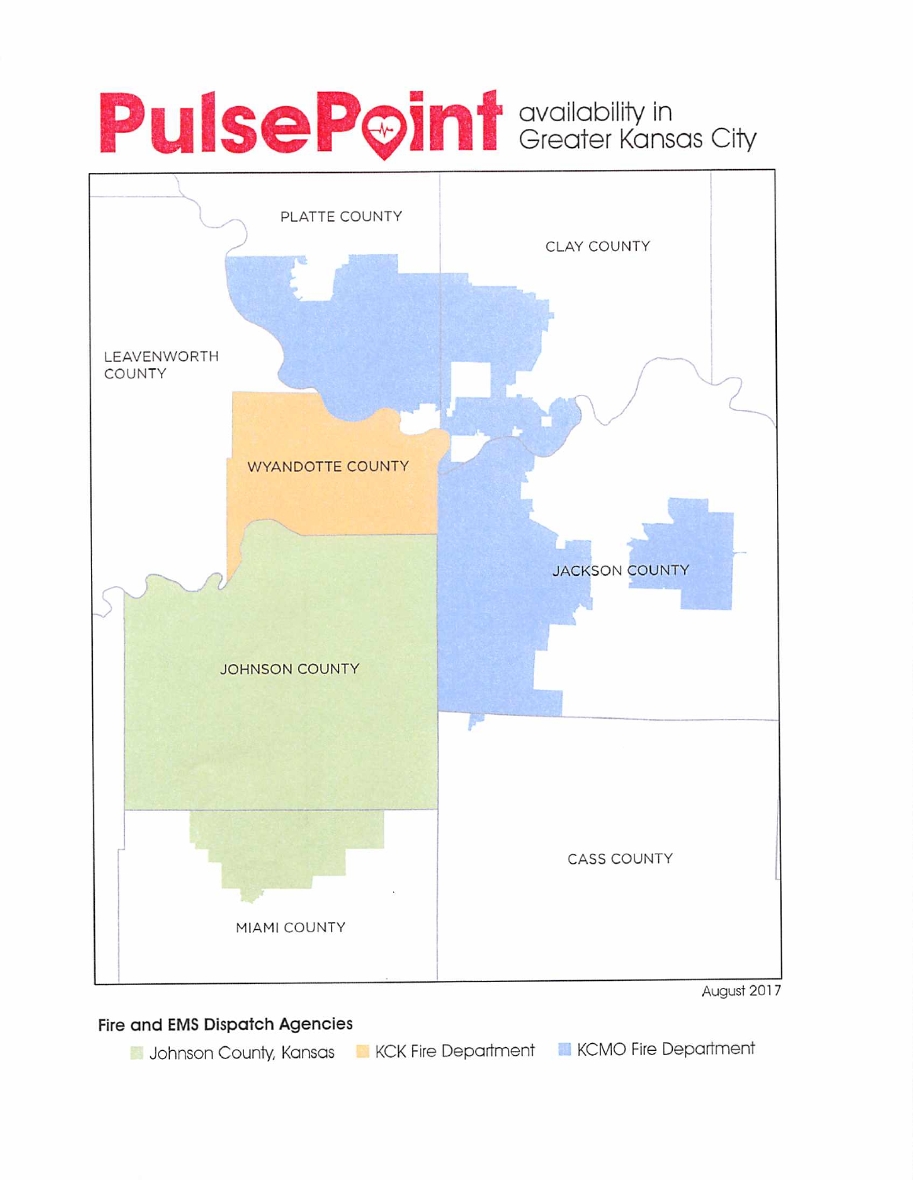# PulsePoint availability in Greater Kansas City

PLATTE COUNTY

CLAY COUNTY

LEAVENWORTH COUNTY

WYANDOTTE COUNTY

JACKSON COUNTY

JOHNSON COUNTY

CASS COUNTY

MIAMI COUNTY

August 2017

**Fire and EMS Dispatch Agencies**

Johnson County, Kansas KCK Fire Department KCMO Fire Department